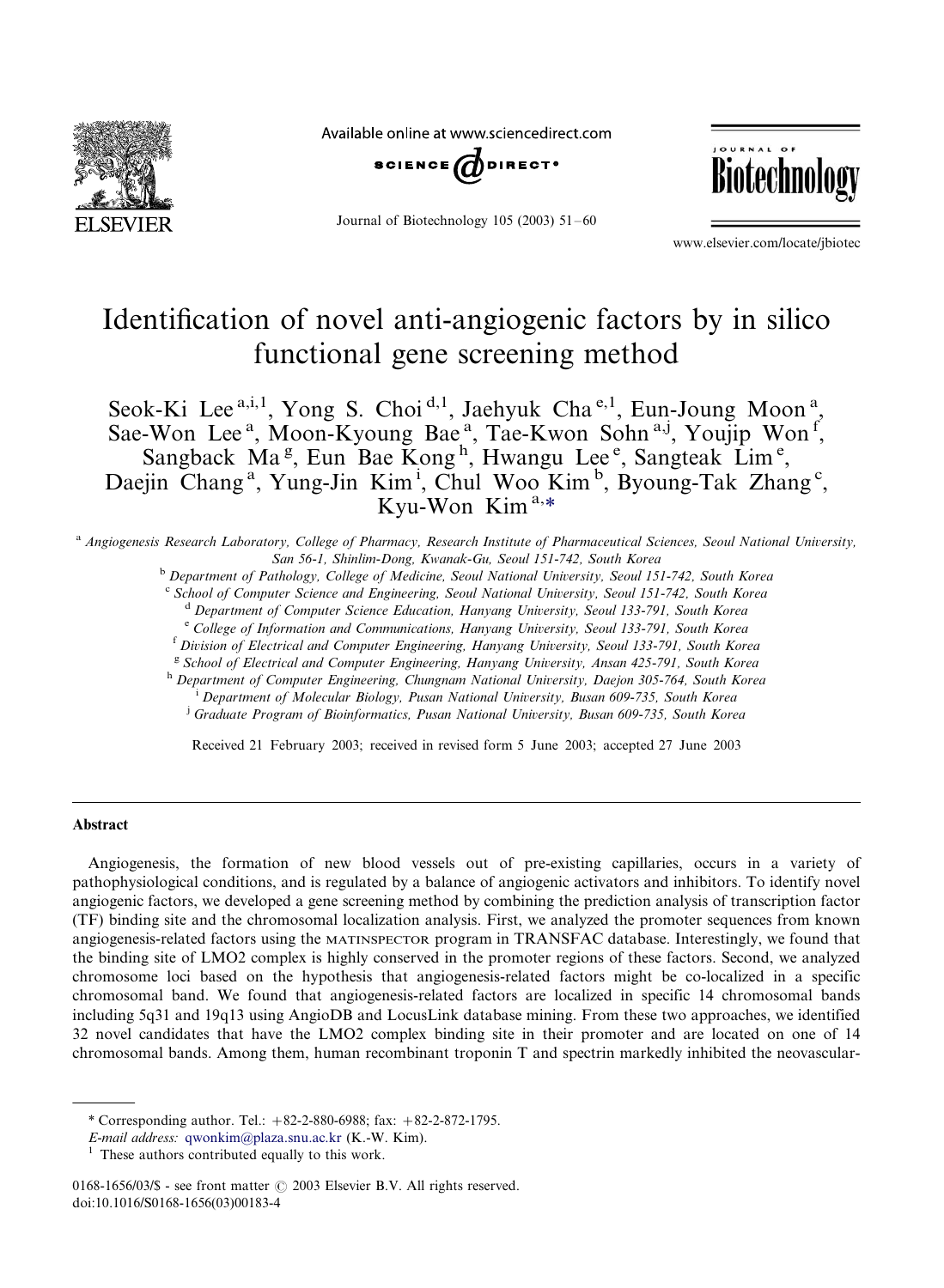# Identification of novel anti-angiogenic factors by in silico functional gene screening method

Seok-Ki Lee[a,i,1], Yong S. Choi[d,1], Jaehyuk Cha[e,1], Eun-Joung Moon[a], Sae-Won Lee[a], Moon-Kyoung Bae[a], Tae-Kwon Sohn[a,j], Youjip Won[f], Sangback Ma[g], Eun Bae Kong[h], Hwangu Lee[e], Sangteak Lim[e], Daejin Chang[a], Yung-Jin Kim[i], Chul Woo Kim[b], Byoung-Tak Zhang[c], Kyu-Won Kim[a,*]

[a] *Angiogenesis Research Laboratory, College of Pharmacy, Research Institute of Pharmaceutical Sciences, Seoul National University, San 56-1, Shinlim-Dong, Kwanak-Gu, Seoul 151-742, South Korea*

[b] *Department of Pathology, College of Medicine, Seoul National University, Seoul 151-742, South Korea*

[c] *School of Computer Science and Engineering, Seoul National University, Seoul 151-742, South Korea*

[d] *Department of Computer Science Education, Hanyang University, Seoul 133-791, South Korea*

[e] *College of Information and Communications, Hanyang University, Seoul 133-791, South Korea*

[f] *Division of Electrical and Computer Engineering, Hanyang University, Seoul 133-791, South Korea*

[g] *School of Electrical and Computer Engineering, Hanyang University, Ansan 425-791, South Korea*

[h] *Department of Computer Engineering, Chungnam National University, Daejon 305-764, South Korea*

[i] *Department of Molecular Biology, Pusan National University, Busan 609-735, South Korea*

[j] *Graduate Program of Bioinformatics, Pusan National University, Busan 609-735, South Korea*

Received 21 February 2003; received in revised form 5 June 2003; accepted 27 June 2003

## Abstract

Angiogenesis, the formation of new blood vessels out of pre-existing capillaries, occurs in a variety of pathophysiological conditions, and is regulated by a balance of angiogenic activators and inhibitors. To identify novel angiogenic factors, we developed a gene screening method by combining the prediction analysis of transcription factor (TF) binding site and the chromosomal localization analysis. First, we analyzed the promoter sequences from known angiogenesis-related factors using the MATINSPECTOR program in TRANSFAC database. Interestingly, we found that the binding site of LMO2 complex is highly conserved in the promoter regions of these factors. Second, we analyzed chromosome loci based on the hypothesis that angiogenesis-related factors might be co-localized in a specific chromosomal band. We found that angiogenesis-related factors are localized in specific 14 chromosomal bands including 5q31 and 19q13 using AngioDB and LocusLink database mining. From these two approaches, we identified 32 novel candidates that have the LMO2 complex binding site in their promoter and are located on one of 14 chromosomal bands. Among them, human recombinant troponin T and spectrin markedly inhibited the neovascular-

---

\* Corresponding author. Tel.: +82-2-880-6988; fax: +82-2-872-1795.

*E-mail address:* qwonkim@plaza.snu.ac.kr (K.-W. Kim).

[1] These authors contributed equally to this work.

0168-1656/03/$ - see front matter © 2003 Elsevier B.V. All rights reserved.
doi:10.1016/S0168-1656(03)00183-4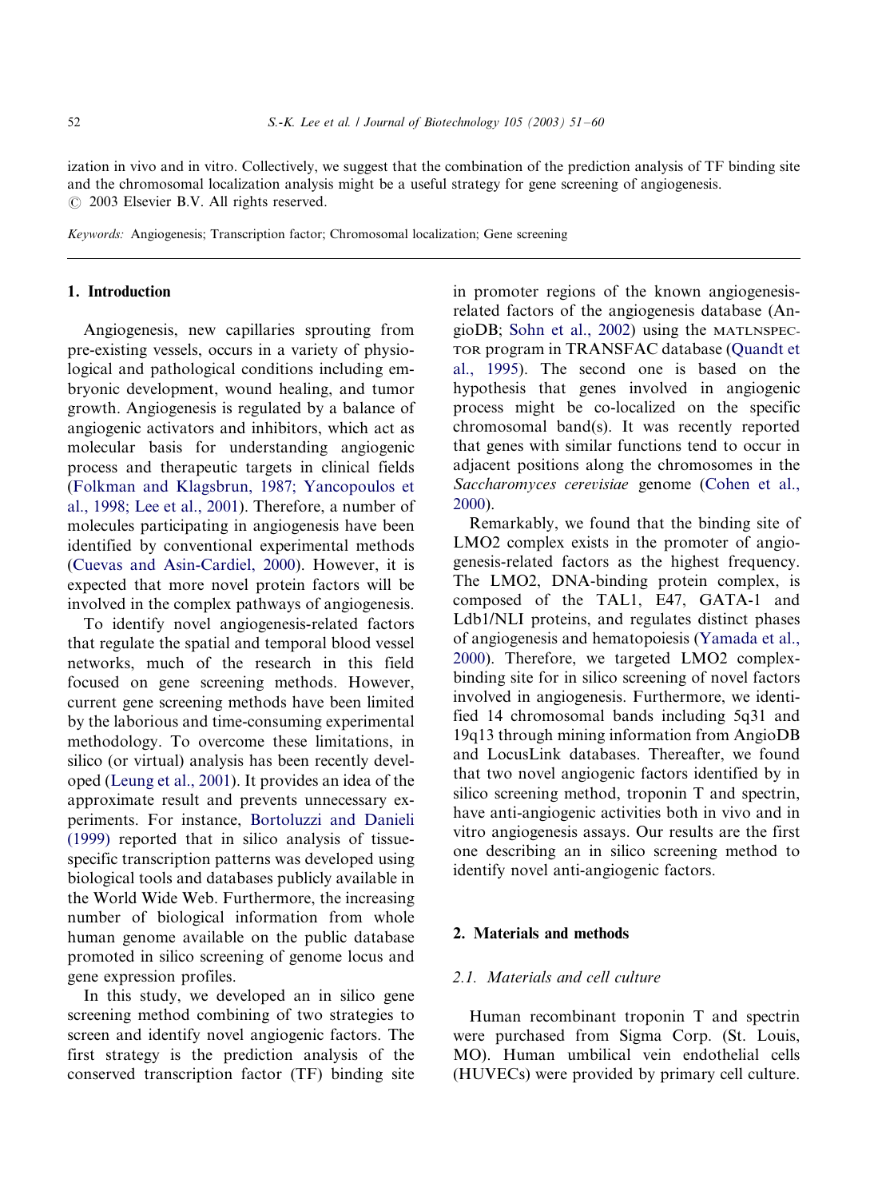ization in vivo and in vitro. Collectively, we suggest that the combination of the prediction analysis of TF binding site and the chromosomal localization analysis might be a useful strategy for gene screening of angiogenesis.
© 2003 Elsevier B.V. All rights reserved.

*Keywords:* Angiogenesis; Transcription factor; Chromosomal localization; Gene screening

## 1. Introduction

Angiogenesis, new capillaries sprouting from pre-existing vessels, occurs in a variety of physiological and pathological conditions including embryonic development, wound healing, and tumor growth. Angiogenesis is regulated by a balance of angiogenic activators and inhibitors, which act as molecular basis for understanding angiogenic process and therapeutic targets in clinical fields (Folkman and Klagsbrun, 1987; Yancopoulos et al., 1998; Lee et al., 2001). Therefore, a number of molecules participating in angiogenesis have been identified by conventional experimental methods (Cuevas and Asin-Cardiel, 2000). However, it is expected that more novel protein factors will be involved in the complex pathways of angiogenesis.

To identify novel angiogenesis-related factors that regulate the spatial and temporal blood vessel networks, much of the research in this field focused on gene screening methods. However, current gene screening methods have been limited by the laborious and time-consuming experimental methodology. To overcome these limitations, in silico (or virtual) analysis has been recently developed (Leung et al., 2001). It provides an idea of the approximate result and prevents unnecessary experiments. For instance, Bortoluzzi and Danieli (1999) reported that in silico analysis of tissue-specific transcription patterns was developed using biological tools and databases publicly available in the World Wide Web. Furthermore, the increasing number of biological information from whole human genome available on the public database promoted in silico screening of genome locus and gene expression profiles.

In this study, we developed an in silico gene screening method combining of two strategies to screen and identify novel angiogenic factors. The first strategy is the prediction analysis of the conserved transcription factor (TF) binding site in promoter regions of the known angiogenesis-related factors of the angiogenesis database (AngioDB; Sohn et al., 2002) using the MATLNSPECTOR program in TRANSFAC database (Quandt et al., 1995). The second one is based on the hypothesis that genes involved in angiogenic process might be co-localized on the specific chromosomal band(s). It was recently reported that genes with similar functions tend to occur in adjacent positions along the chromosomes in the *Saccharomyces cerevisiae* genome (Cohen et al., 2000).

Remarkably, we found that the binding site of LMO2 complex exists in the promoter of angiogenesis-related factors as the highest frequency. The LMO2, DNA-binding protein complex, is composed of the TAL1, E47, GATA-1 and Ldb1/NLI proteins, and regulates distinct phases of angiogenesis and hematopoiesis (Yamada et al., 2000). Therefore, we targeted LMO2 complex-binding site for in silico screening of novel factors involved in angiogenesis. Furthermore, we identified 14 chromosomal bands including 5q31 and 19q13 through mining information from AngioDB and LocusLink databases. Thereafter, we found that two novel angiogenic factors identified by in silico screening method, troponin T and spectrin, have anti-angiogenic activities both in vivo and in vitro angiogenesis assays. Our results are the first one describing an in silico screening method to identify novel anti-angiogenic factors.

## 2. Materials and methods

### 2.1. Materials and cell culture

Human recombinant troponin T and spectrin were purchased from Sigma Corp. (St. Louis, MO). Human umbilical vein endothelial cells (HUVECs) were provided by primary cell culture.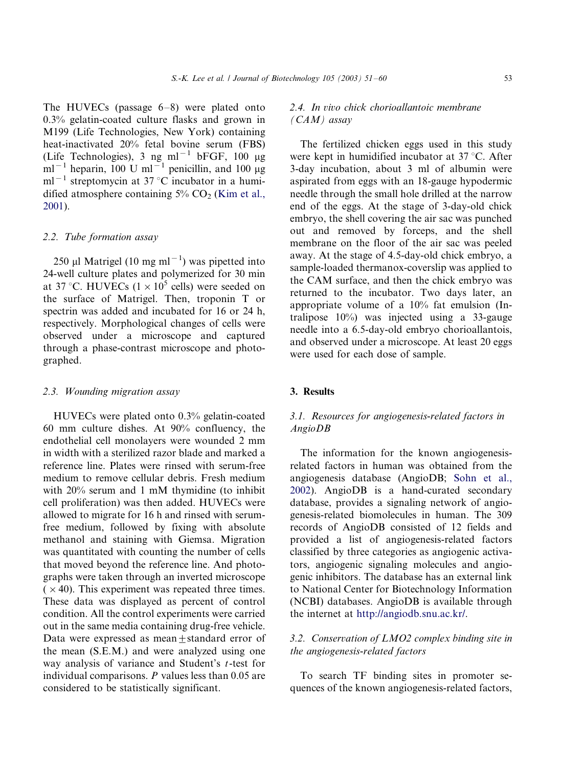The HUVECs (passage 6–8) were plated onto 0.3% gelatin-coated culture flasks and grown in M199 (Life Technologies, New York) containing heat-inactivated 20% fetal bovine serum (FBS) (Life Technologies), 3 ng ml$^{-1}$ bFGF, 100 μg ml$^{-1}$ heparin, 100 U ml$^{-1}$ penicillin, and 100 μg ml$^{-1}$ streptomycin at 37 °C incubator in a humidified atmosphere containing 5% $CO_2$ (Kim et al., 2001).

### 2.2. Tube formation assay

250 μl Matrigel (10 mg ml$^{-1}$) was pipetted into 24-well culture plates and polymerized for 30 min at 37 °C. HUVECs ($1 \times 10^5$ cells) were seeded on the surface of Matrigel. Then, troponin T or spectrin was added and incubated for 16 or 24 h, respectively. Morphological changes of cells were observed under a microscope and captured through a phase-contrast microscope and photographed.

### 2.3. Wounding migration assay

HUVECs were plated onto 0.3% gelatin-coated 60 mm culture dishes. At 90% confluency, the endothelial cell monolayers were wounded 2 mm in width with a sterilized razor blade and marked a reference line. Plates were rinsed with serum-free medium to remove cellular debris. Fresh medium with 20% serum and 1 mM thymidine (to inhibit cell proliferation) was then added. HUVECs were allowed to migrate for 16 h and rinsed with serum-free medium, followed by fixing with absolute methanol and staining with Giemsa. Migration was quantitated with counting the number of cells that moved beyond the reference line. And photographs were taken through an inverted microscope ($\times 40$). This experiment was repeated three times. These data was displayed as percent of control condition. All the control experiments were carried out in the same media containing drug-free vehicle. Data were expressed as mean ± standard error of the mean (S.E.M.) and were analyzed using one way analysis of variance and Student's $t$-test for individual comparisons. $P$ values less than 0.05 are considered to be statistically significant.

### 2.4. In vivo chick chorioallantoic membrane (CAM) assay

The fertilized chicken eggs used in this study were kept in humidified incubator at 37 °C. After 3-day incubation, about 3 ml of albumin were aspirated from eggs with an 18-gauge hypodermic needle through the small hole drilled at the narrow end of the eggs. At the stage of 3-day-old chick embryo, the shell covering the air sac was punched out and removed by forceps, and the shell membrane on the floor of the air sac was peeled away. At the stage of 4.5-day-old chick embryo, a sample-loaded thermanox-coverslip was applied to the CAM surface, and then the chick embryo was returned to the incubator. Two days later, an appropriate volume of a 10% fat emulsion (Intralipose 10%) was injected using a 33-gauge needle into a 6.5-day-old embryo chorioallantois, and observed under a microscope. At least 20 eggs were used for each dose of sample.

## 3. Results

### 3.1. Resources for angiogenesis-related factors in AngioDB

The information for the known angiogenesis-related factors in human was obtained from the angiogenesis database (AngioDB; Sohn et al., 2002). AngioDB is a hand-curated secondary database, provides a signaling network of angiogenesis-related biomolecules in human. The 309 records of AngioDB consisted of 12 fields and provided a list of angiogenesis-related factors classified by three categories as angiogenic activators, angiogenic signaling molecules and angiogenic inhibitors. The database has an external link to National Center for Biotechnology Information (NCBI) databases. AngioDB is available through the internet at http://angiodb.snu.ac.kr/.

### 3.2. Conservation of LMO2 complex binding site in the angiogenesis-related factors

To search TF binding sites in promoter sequences of the known angiogenesis-related factors,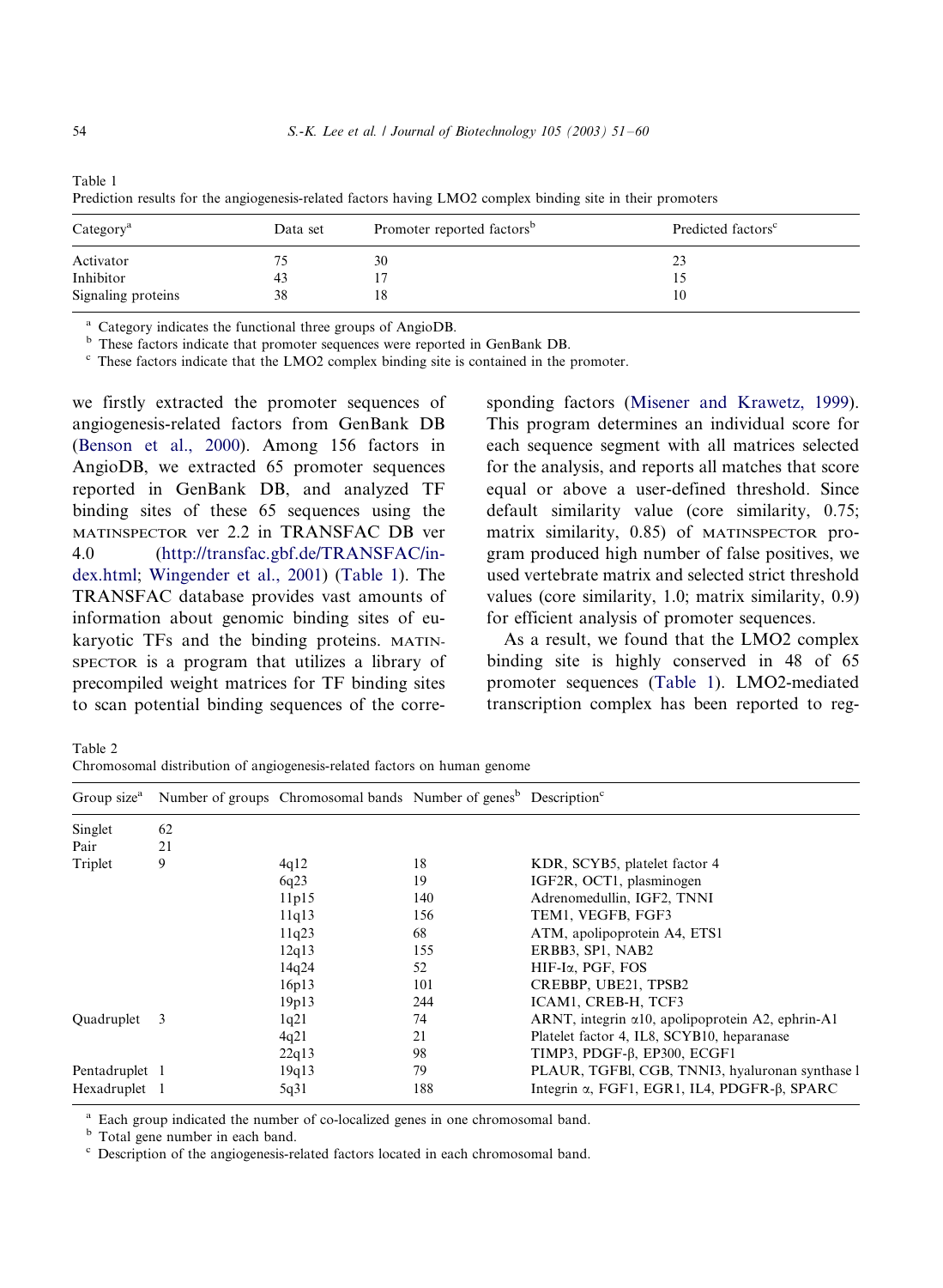Table 1
Prediction results for the angiogenesis-related factors having LMO2 complex binding site in their promoters

| Category[a] | Data set | Promoter reported factors[b] | Predicted factors[c] |
|---|---|---|---|
| Activator | 75 | 30 | 23 |
| Inhibitor | 43 | 17 | 15 |
| Signaling proteins | 38 | 18 | 10 |

[a] Category indicates the functional three groups of AngioDB.
[b] These factors indicate that promoter sequences were reported in GenBank DB.
[c] These factors indicate that the LMO2 complex binding site is contained in the promoter.

we firstly extracted the promoter sequences of angiogenesis-related factors from GenBank DB (Benson et al., 2000). Among 156 factors in AngioDB, we extracted 65 promoter sequences reported in GenBank DB, and analyzed TF binding sites of these 65 sequences using the MATINSPECTOR ver 2.2 in TRANSFAC DB ver 4.0 (http://transfac.gbf.de/TRANSFAC/index.html; Wingender et al., 2001) (Table 1). The TRANSFAC database provides vast amounts of information about genomic binding sites of eukaryotic TFs and the binding proteins. MATINSPECTOR is a program that utilizes a library of precompiled weight matrices for TF binding sites to scan potential binding sequences of the corresponding factors (Misener and Krawetz, 1999). This program determines an individual score for each sequence segment with all matrices selected for the analysis, and reports all matches that score equal or above a user-defined threshold. Since default similarity value (core similarity, 0.75; matrix similarity, 0.85) of MATINSPECTOR program produced high number of false positives, we used vertebrate matrix and selected strict threshold values (core similarity, 1.0; matrix similarity, 0.9) for efficient analysis of promoter sequences.

As a result, we found that the LMO2 complex binding site is highly conserved in 48 of 65 promoter sequences (Table 1). LMO2-mediated transcription complex has been reported to reg-

Table 2
Chromosomal distribution of angiogenesis-related factors on human genome

| Group size[a] | Number of groups | Chromosomal bands | Number of genes[b] | Description[c] |
|---|---|---|---|---|
| Singlet | 62 | | | |
| Pair | 21 | | | |
| Triplet | 9 | 4q12 | 18 | KDR, SCYB5, platelet factor 4 |
| | | 6q23 | 19 | IGF2R, OCT1, plasminogen |
| | | 11p15 | 140 | Adrenomedullin, IGF2, TNNI |
| | | 11q13 | 156 | TEM1, VEGFB, FGF3 |
| | | 11q23 | 68 | ATM, apolipoprotein A4, ETS1 |
| | | 12q13 | 155 | ERBB3, SP1, NAB2 |
| | | 14q24 | 52 | HIF-Iα, PGF, FOS |
| | | 16p13 | 101 | CREBBP, UBE21, TPSB2 |
| | | 19p13 | 244 | ICAM1, CREB-H, TCF3 |
| Quadruplet | 3 | 1q21 | 74 | ARNT, integrin α10, apolipoprotein A2, ephrin-A1 |
| | | 4q21 | 21 | Platelet factor 4, IL8, SCYB10, heparanase |
| | | 22q13 | 98 | TIMP3, PDGF-β, EP300, ECGF1 |
| Pentadruplet | 1 | 19q13 | 79 | PLAUR, TGFBl, CGB, TNNI3, hyaluronan synthase 1 |
| Hexadruplet | 1 | 5q31 | 188 | Integrin α, FGF1, EGR1, IL4, PDGFR-β, SPARC |

[a] Each group indicated the number of co-localized genes in one chromosomal band.
[b] Total gene number in each band.
[c] Description of the angiogenesis-related factors located in each chromosomal band.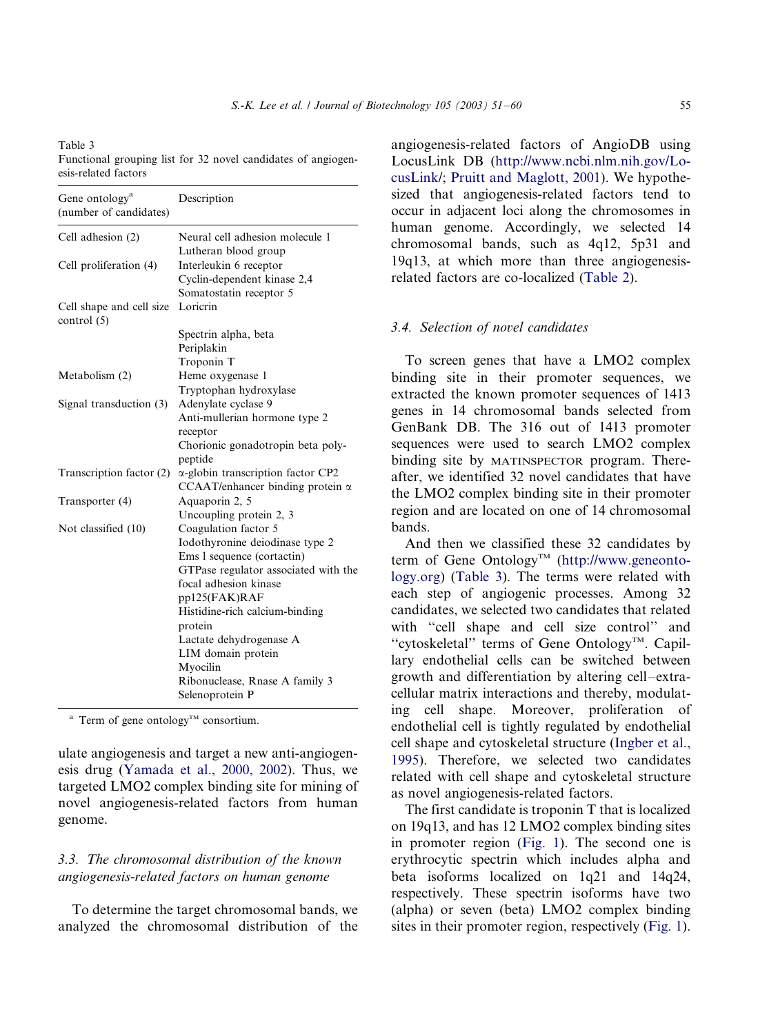Table 3
Functional grouping list for 32 novel candidates of angiogenesis-related factors

| Gene ontology[a] (number of candidates) | Description |
|---|---|
| Cell adhesion (2) | Neural cell adhesion molecule 1 |
| | Lutheran blood group |
| Cell proliferation (4) | Interleukin 6 receptor |
| | Cyclin-dependent kinase 2,4 |
| | Somatostatin receptor 5 |
| Cell shape and cell size control (5) | Loricrin |
| | Spectrin alpha, beta |
| | Periplakin |
| | Troponin T |
| Metabolism (2) | Heme oxygenase 1 |
| | Tryptophan hydroxylase |
| Signal transduction (3) | Adenylate cyclase 9 |
| | Anti-mullerian hormone type 2 receptor |
| | Chorionic gonadotropin beta polypeptide |
| Transcription factor (2) | α-globin transcription factor CP2 |
| | CCAAT/enhancer binding protein α |
| Transporter (4) | Aquaporin 2, 5 |
| | Uncoupling protein 2, 3 |
| Not classified (10) | Coagulation factor 5 |
| | Iodothyronine deiodinase type 2 |
| | Ems 1 sequence (cortactin) |
| | GTPase regulator associated with the focal adhesion kinase pp125(FAK)RAF |
| | Histidine-rich calcium-binding protein |
| | Lactate dehydrogenase A |
| | LIM domain protein |
| | Myocilin |
| | Ribonuclease, Rnase A family 3 |
| | Selenoprotein P |

[a] Term of gene ontology™ consortium.

ulate angiogenesis and target a new anti-angiogenesis drug (Yamada et al., 2000, 2002). Thus, we targeted LMO2 complex binding site for mining of novel angiogenesis-related factors from human genome.

### 3.3. The chromosomal distribution of the known angiogenesis-related factors on human genome

To determine the target chromosomal bands, we analyzed the chromosomal distribution of the angiogenesis-related factors of AngioDB using LocusLink DB (http://www.ncbi.nlm.nih.gov/LocusLink/; Pruitt and Maglott, 2001). We hypothesized that angiogenesis-related factors tend to occur in adjacent loci along the chromosomes in human genome. Accordingly, we selected 14 chromosomal bands, such as 4q12, 5p31 and 19q13, at which more than three angiogenesis-related factors are co-localized (Table 2).

### 3.4. Selection of novel candidates

To screen genes that have a LMO2 complex binding site in their promoter sequences, we extracted the known promoter sequences of 1413 genes in 14 chromosomal bands selected from GenBank DB. The 316 out of 1413 promoter sequences were used to search LMO2 complex binding site by MATINSPECTOR program. Thereafter, we identified 32 novel candidates that have the LMO2 complex binding site in their promoter region and are located on one of 14 chromosomal bands.

And then we classified these 32 candidates by term of Gene Ontology™ (http://www.geneontology.org) (Table 3). The terms were related with each step of angiogenic processes. Among 32 candidates, we selected two candidates that related with "cell shape and cell size control" and "cytoskeletal" terms of Gene Ontology™. Capillary endothelial cells can be switched between growth and differentiation by altering cell–extracellular matrix interactions and thereby, modulating cell shape. Moreover, proliferation of endothelial cell is tightly regulated by endothelial cell shape and cytoskeletal structure (Ingber et al., 1995). Therefore, we selected two candidates related with cell shape and cytoskeletal structure as novel angiogenesis-related factors.

The first candidate is troponin T that is localized on 19q13, and has 12 LMO2 complex binding sites in promoter region (Fig. 1). The second one is erythrocytic spectrin which includes alpha and beta isoforms localized on 1q21 and 14q24, respectively. These spectrin isoforms have two (alpha) or seven (beta) LMO2 complex binding sites in their promoter region, respectively (Fig. 1).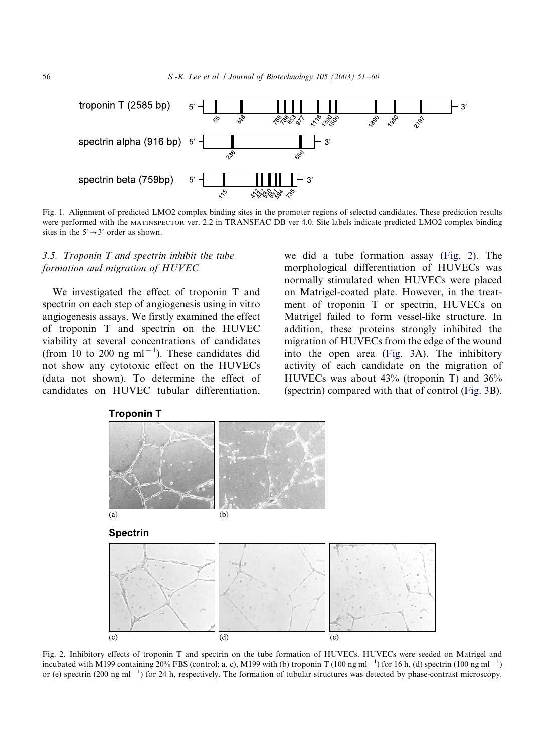Fig. 1. Alignment of predicted LMO2 complex binding sites in the promoter regions of selected candidates. These prediction results were performed with the MATINSPECTOR ver. 2.2 in TRANSFAC DB ver 4.0. Site labels indicate predicted LMO2 complex binding sites in the $5' \rightarrow 3'$ order as shown.

### 3.5. *Troponin T and spectrin inhibit the tube formation and migration of HUVEC*

We investigated the effect of troponin T and spectrin on each step of angiogenesis using in vitro angiogenesis assays. We firstly examined the effect of troponin T and spectrin on the HUVEC viability at several concentrations of candidates (from 10 to 200 ng $ml^{-1}$). These candidates did not show any cytotoxic effect on the HUVECs (data not shown). To determine the effect of candidates on HUVEC tubular differentiation, we did a tube formation assay (Fig. 2). The morphological differentiation of HUVECs was normally stimulated when HUVECs were placed on Matrigel-coated plate. However, in the treatment of troponin T or spectrin, HUVECs on Matrigel failed to form vessel-like structure. In addition, these proteins strongly inhibited the migration of HUVECs from the edge of the wound into the open area (Fig. 3A). The inhibitory activity of each candidate on the migration of HUVECs was about 43% (troponin T) and 36% (spectrin) compared with that of control (Fig. 3B).

Fig. 2. Inhibitory effects of troponin T and spectrin on the tube formation of HUVECs. HUVECs were seeded on Matrigel and incubated with M199 containing 20% FBS (control; a, c), M199 with (b) troponin T (100 ng $ml^{-1}$) for 16 h, (d) spectrin (100 ng $ml^{-1}$) or (e) spectrin (200 ng $ml^{-1}$) for 24 h, respectively. The formation of tubular structures was detected by phase-contrast microscopy.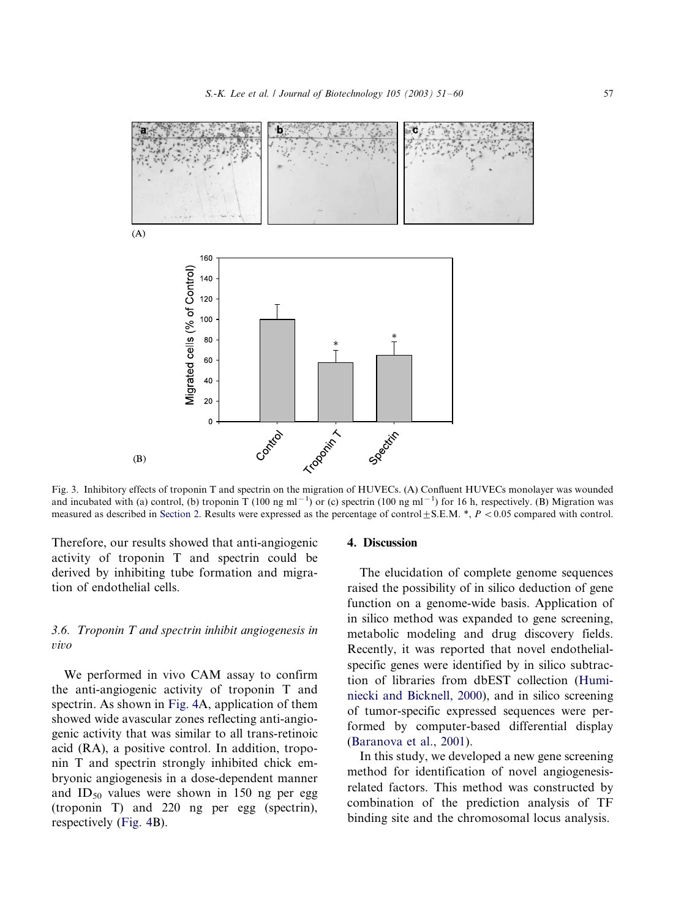Fig. 3. Inhibitory effects of troponin T and spectrin on the migration of HUVECs. (A) Confluent HUVECs monolayer was wounded and incubated with (a) control, (b) troponin T (100 ng $ml^{-1}$) or (c) spectrin (100 ng $ml^{-1}$) for 16 h, respectively. (B) Migration was measured as described in Section 2. Results were expressed as the percentage of control ± S.E.M. *, $P < 0.05$ compared with control.

Therefore, our results showed that anti-angiogenic activity of troponin T and spectrin could be derived by inhibiting tube formation and migration of endothelial cells.

### 3.6. Troponin T and spectrin inhibit angiogenesis in vivo

We performed in vivo CAM assay to confirm the anti-angiogenic activity of troponin T and spectrin. As shown in Fig. 4A, application of them showed wide avascular zones reflecting anti-angiogenic activity that was similar to all trans-retinoic acid (RA), a positive control. In addition, troponin T and spectrin strongly inhibited chick embryonic angiogenesis in a dose-dependent manner and $ID_{50}$ values were shown in 150 ng per egg (troponin T) and 220 ng per egg (spectrin), respectively (Fig. 4B).

## 4. Discussion

The elucidation of complete genome sequences raised the possibility of in silico deduction of gene function on a genome-wide basis. Application of in silico method was expanded to gene screening, metabolic modeling and drug discovery fields. Recently, it was reported that novel endothelial-specific genes were identified by in silico subtraction of libraries from dbEST collection (Huminiecki and Bicknell, 2000), and in silico screening of tumor-specific expressed sequences were performed by computer-based differential display (Baranova et al., 2001).

In this study, we developed a new gene screening method for identification of novel angiogenesis-related factors. This method was constructed by combination of the prediction analysis of TF binding site and the chromosomal locus analysis.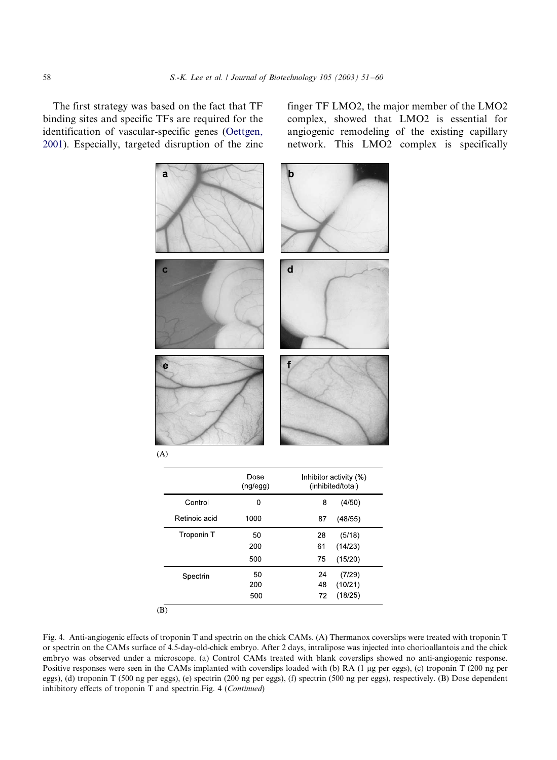The first strategy was based on the fact that TF binding sites and specific TFs are required for the identification of vascular-specific genes (Oettgen, 2001). Especially, targeted disruption of the zinc finger TF LMO2, the major member of the LMO2 complex, showed that LMO2 is essential for angiogenic remodeling of the existing capillary network. This LMO2 complex is specifically

(A)

|  | Dose (ng/egg) | Inhibitor activity (%) (inhibited/total) |  |
|---|---|---|---|
| Control | 0 | 8 | (4/50) |
| Retinoic acid | 1000 | 87 | (48/55) |
| Troponin T | 50 | 28 | (5/18) |
|  | 200 | 61 | (14/23) |
|  | 500 | 75 | (15/20) |
| Spectrin | 50 | 24 | (7/29) |
|  | 200 | 48 | (10/21) |
|  | 500 | 72 | (18/25) |

(B)

Fig. 4. Anti-angiogenic effects of troponin T and spectrin on the chick CAMs. (A) Thermanox coverslips were treated with troponin T or spectrin on the CAMs surface of 4.5-day-old-chick embryo. After 2 days, intralipose was injected into chorioallantois and the chick embryo was observed under a microscope. (a) Control CAMs treated with blank coverslips showed no anti-angiogenic response. Positive responses were seen in the CAMs implanted with coverslips loaded with (b) RA (1 μg per eggs), (c) troponin T (200 ng per eggs), (d) troponin T (500 ng per eggs), (e) spectrin (200 ng per eggs), (f) spectrin (500 ng per eggs), respectively. (B) Dose dependent inhibitory effects of troponin T and spectrin.Fig. 4 (*Continued*)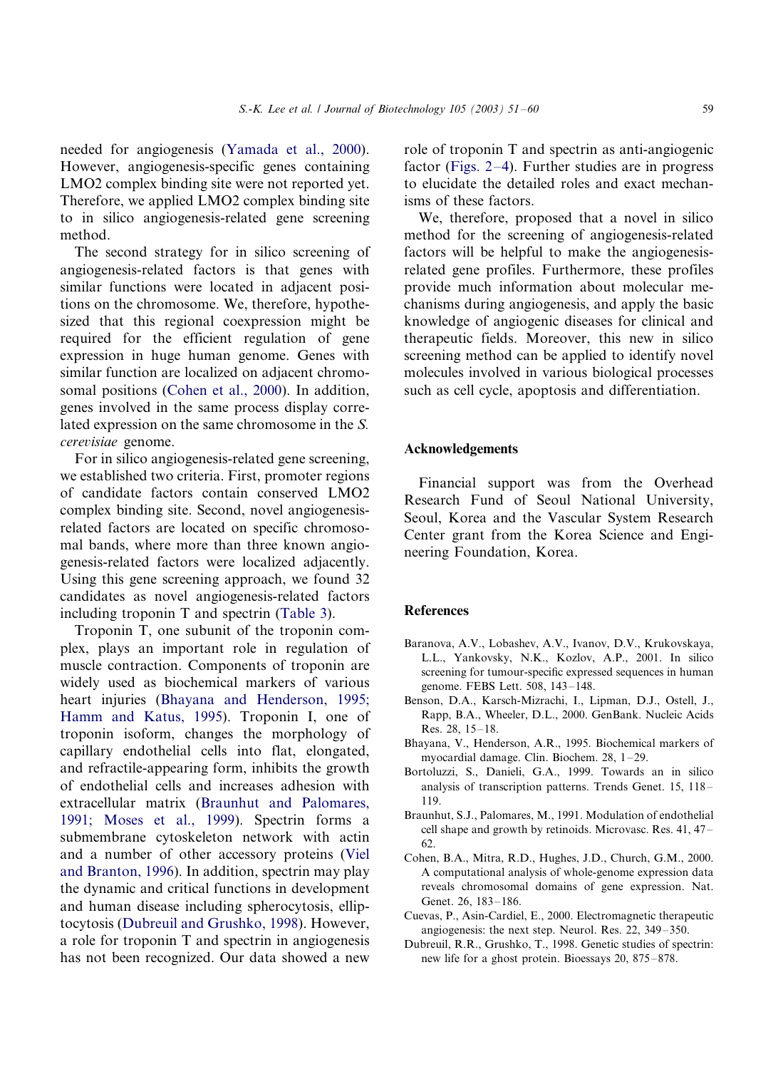needed for angiogenesis (Yamada et al., 2000). However, angiogenesis-specific genes containing LMO2 complex binding site were not reported yet. Therefore, we applied LMO2 complex binding site to in silico angiogenesis-related gene screening method.

The second strategy for in silico screening of angiogenesis-related factors is that genes with similar functions were located in adjacent positions on the chromosome. We, therefore, hypothesized that this regional coexpression might be required for the efficient regulation of gene expression in huge human genome. Genes with similar function are localized on adjacent chromosomal positions (Cohen et al., 2000). In addition, genes involved in the same process display correlated expression on the same chromosome in the *S. cerevisiae* genome.

For in silico angiogenesis-related gene screening, we established two criteria. First, promoter regions of candidate factors contain conserved LMO2 complex binding site. Second, novel angiogenesis-related factors are located on specific chromosomal bands, where more than three known angiogenesis-related factors were localized adjacently. Using this gene screening approach, we found 32 candidates as novel angiogenesis-related factors including troponin T and spectrin (Table 3).

Troponin T, one subunit of the troponin complex, plays an important role in regulation of muscle contraction. Components of troponin are widely used as biochemical markers of various heart injuries (Bhayana and Henderson, 1995; Hamm and Katus, 1995). Troponin I, one of troponin isoform, changes the morphology of capillary endothelial cells into flat, elongated, and refractile-appearing form, inhibits the growth of endothelial cells and increases adhesion with extracellular matrix (Braunhut and Palomares, 1991; Moses et al., 1999). Spectrin forms a submembrane cytoskeleton network with actin and a number of other accessory proteins (Viel and Branton, 1996). In addition, spectrin may play the dynamic and critical functions in development and human disease including spherocytosis, elliptocytosis (Dubreuil and Grushko, 1998). However, a role for troponin T and spectrin in angiogenesis has not been recognized. Our data showed a new role of troponin T and spectrin as anti-angiogenic factor (Figs. 2–4). Further studies are in progress to elucidate the detailed roles and exact mechanisms of these factors.

We, therefore, proposed that a novel in silico method for the screening of angiogenesis-related factors will be helpful to make the angiogenesis-related gene profiles. Furthermore, these profiles provide much information about molecular mechanisms during angiogenesis, and apply the basic knowledge of angiogenic diseases for clinical and therapeutic fields. Moreover, this new in silico screening method can be applied to identify novel molecules involved in various biological processes such as cell cycle, apoptosis and differentiation.

## Acknowledgements

Financial support was from the Overhead Research Fund of Seoul National University, Seoul, Korea and the Vascular System Research Center grant from the Korea Science and Engineering Foundation, Korea.

## References

Baranova, A.V., Lobashev, A.V., Ivanov, D.V., Krukovskaya, L.L., Yankovsky, N.K., Kozlov, A.P., 2001. In silico screening for tumour-specific expressed sequences in human genome. FEBS Lett. 508, 143–148.

Benson, D.A., Karsch-Mizrachi, I., Lipman, D.J., Ostell, J., Rapp, B.A., Wheeler, D.L., 2000. GenBank. Nucleic Acids Res. 28, 15–18.

Bhayana, V., Henderson, A.R., 1995. Biochemical markers of myocardial damage. Clin. Biochem. 28, 1–29.

Bortoluzzi, S., Danieli, G.A., 1999. Towards an in silico analysis of transcription patterns. Trends Genet. 15, 118–119.

Braunhut, S.J., Palomares, M., 1991. Modulation of endothelial cell shape and growth by retinoids. Microvasc. Res. 41, 47–62.

Cohen, B.A., Mitra, R.D., Hughes, J.D., Church, G.M., 2000. A computational analysis of whole-genome expression data reveals chromosomal domains of gene expression. Nat. Genet. 26, 183–186.

Cuevas, P., Asin-Cardiel, E., 2000. Electromagnetic therapeutic angiogenesis: the next step. Neurol. Res. 22, 349–350.

Dubreuil, R.R., Grushko, T., 1998. Genetic studies of spectrin: new life for a ghost protein. Bioessays 20, 875–878.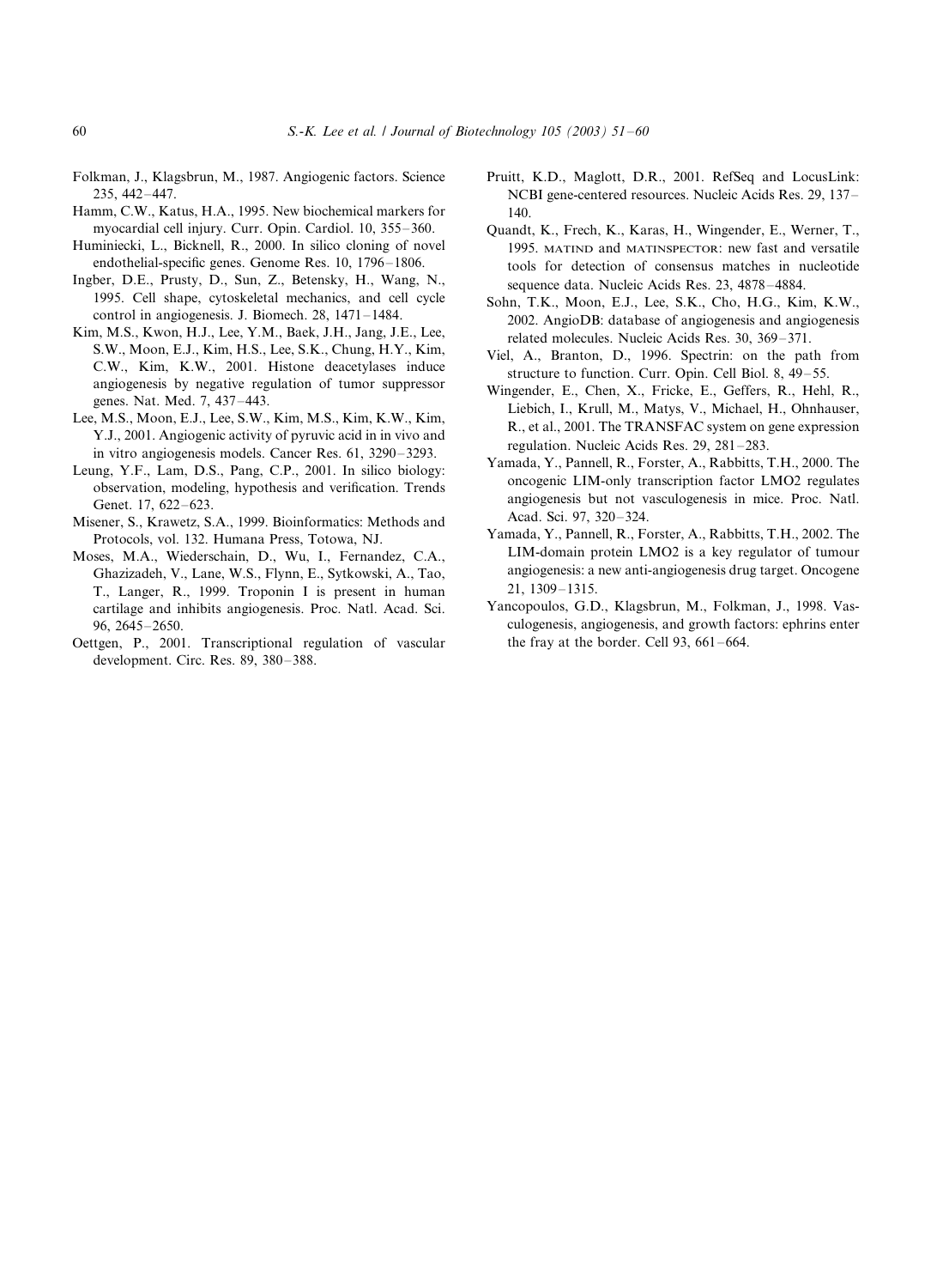Folkman, J., Klagsbrun, M., 1987. Angiogenic factors. Science 235, 442–447.

Hamm, C.W., Katus, H.A., 1995. New biochemical markers for myocardial cell injury. Curr. Opin. Cardiol. 10, 355–360.

Huminiecki, L., Bicknell, R., 2000. In silico cloning of novel endothelial-specific genes. Genome Res. 10, 1796–1806.

Ingber, D.E., Prusty, D., Sun, Z., Betensky, H., Wang, N., 1995. Cell shape, cytoskeletal mechanics, and cell cycle control in angiogenesis. J. Biomech. 28, 1471–1484.

Kim, M.S., Kwon, H.J., Lee, Y.M., Baek, J.H., Jang, J.E., Lee, S.W., Moon, E.J., Kim, H.S., Lee, S.K., Chung, H.Y., Kim, C.W., Kim, K.W., 2001. Histone deacetylases induce angiogenesis by negative regulation of tumor suppressor genes. Nat. Med. 7, 437–443.

Lee, M.S., Moon, E.J., Lee, S.W., Kim, M.S., Kim, K.W., Kim, Y.J., 2001. Angiogenic activity of pyruvic acid in in vivo and in vitro angiogenesis models. Cancer Res. 61, 3290–3293.

Leung, Y.F., Lam, D.S., Pang, C.P., 2001. In silico biology: observation, modeling, hypothesis and verification. Trends Genet. 17, 622–623.

Misener, S., Krawetz, S.A., 1999. Bioinformatics: Methods and Protocols, vol. 132. Humana Press, Totowa, NJ.

Moses, M.A., Wiederschain, D., Wu, I., Fernandez, C.A., Ghazizadeh, V., Lane, W.S., Flynn, E., Sytkowski, A., Tao, T., Langer, R., 1999. Troponin I is present in human cartilage and inhibits angiogenesis. Proc. Natl. Acad. Sci. 96, 2645–2650.

Oettgen, P., 2001. Transcriptional regulation of vascular development. Circ. Res. 89, 380–388.

Pruitt, K.D., Maglott, D.R., 2001. RefSeq and LocusLink: NCBI gene-centered resources. Nucleic Acids Res. 29, 137–140.

Quandt, K., Frech, K., Karas, H., Wingender, E., Werner, T., 1995. MATIND and MATINSPECTOR: new fast and versatile tools for detection of consensus matches in nucleotide sequence data. Nucleic Acids Res. 23, 4878–4884.

Sohn, T.K., Moon, E.J., Lee, S.K., Cho, H.G., Kim, K.W., 2002. AngioDB: database of angiogenesis and angiogenesis related molecules. Nucleic Acids Res. 30, 369–371.

Viel, A., Branton, D., 1996. Spectrin: on the path from structure to function. Curr. Opin. Cell Biol. 8, 49–55.

Wingender, E., Chen, X., Fricke, E., Geffers, R., Hehl, R., Liebich, I., Krull, M., Matys, V., Michael, H., Ohnhauser, R., et al., 2001. The TRANSFAC system on gene expression regulation. Nucleic Acids Res. 29, 281–283.

Yamada, Y., Pannell, R., Forster, A., Rabbitts, T.H., 2000. The oncogenic LIM-only transcription factor LMO2 regulates angiogenesis but not vasculogenesis in mice. Proc. Natl. Acad. Sci. 97, 320–324.

Yamada, Y., Pannell, R., Forster, A., Rabbitts, T.H., 2002. The LIM-domain protein LMO2 is a key regulator of tumour angiogenesis: a new anti-angiogenesis drug target. Oncogene 21, 1309–1315.

Yancopoulos, G.D., Klagsbrun, M., Folkman, J., 1998. Vasculogenesis, angiogenesis, and growth factors: ephrins enter the fray at the border. Cell 93, 661–664.